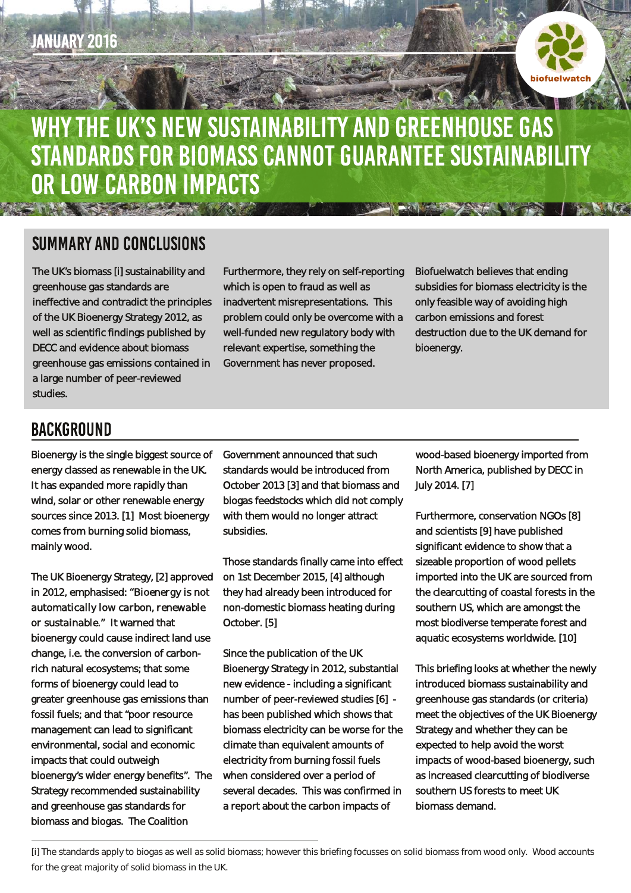JANUARY 2016

biofuelwatch

# WHY THE UK'S NEW SUSTAINABILITY AND GREENHOUSE GAS STANDARDS FOR BIOMASS CANNOT GUARANTEE SUSTAINABILITY OR LOW CARBON IMPACTS

## SUMMARY AND CONCLUSIONS

The UK's biomass [i] sustainability and greenhouse gas standards are ineffective and contradict the principles of the UK Bioenergy Strategy 2012, as well as scientific findings published by DECC and evidence about biomass greenhouse gas emissions contained in a large number of peer-reviewed studies.

Furthermore, they rely on self-reporting which is open to fraud as well as inadvertent misrepresentations. This problem could only be overcome with a well-funded new regulatory body with relevant expertise, something the Government has never proposed.

Biofuelwatch believes that ending subsidies for biomass electricity is the only feasible way of avoiding high carbon emissions and forest destruction due to the UK demand for bioenergy.

## BACKGROUND

Bioenergy is the single biggest source of energy classed as renewable in the UK. It has expanded more rapidly than wind, solar or other renewable energy sources since 2013. [1] Most bioenergy comes from burning solid biomass, mainly wood.

The UK Bioenergy Strategy, [2] approved in 2012, emphasised: "*Bioenergy is not automatically low carbon, renewable or sustainable.*" It warned that bioenergy could cause indirect land use change, i.e. the conversion of carbon-rich natural ecosystems; that some forms of bioenergy could lead to greater greenhouse gas emissions than fossil fuels; and that "poor resource management can lead to significant environmental, social and economic impacts that could outweigh bioenergy's wider energy benefits". The Strategy recommended sustainability and greenhouse gas standards for biomass and biogas. The Coalition Government announced that such standards would be introduced from October 2013 [3] and that biomass and biogas feedstocks which did not comply with them would no longer attract subsidies.

Those standards finally came into effect on 1st December 2015, [4] although they had already been introduced for non-domestic biomass heating during October. [5]

Since the publication of the UK Bioenergy Strategy in 2012, substantial new evidence - including a significant number of peer-reviewed studies [6] - has been published which shows that biomass electricity can be worse for the climate than equivalent amounts of electricity from burning fossil fuels when considered over a period of several decades. This was confirmed in a report about the carbon impacts of wood-based bioenergy imported from North America, published by DECC in July 2014. [7]

Furthermore, conservation NGOs [8] and scientists [9] have published significant evidence to show that a sizeable proportion of wood pellets imported into the UK are sourced from the clearcutting of coastal forests in the southern US, which are amongst the most biodiverse temperate forest and aquatic ecosystems worldwide. [10]

This briefing looks at whether the newly introduced biomass sustainability and greenhouse gas standards (or criteria) meet the objectives of the UK Bioenergy Strategy and whether they can be expected to help avoid the worst impacts of wood-based bioenergy, such as increased clearcutting of biodiverse southern US forests to meet UK biomass demand.

---

[i] The standards apply to biogas as well as solid biomass; however this briefing focusses on solid biomass from wood only. Wood accounts for the great majority of solid biomass in the UK.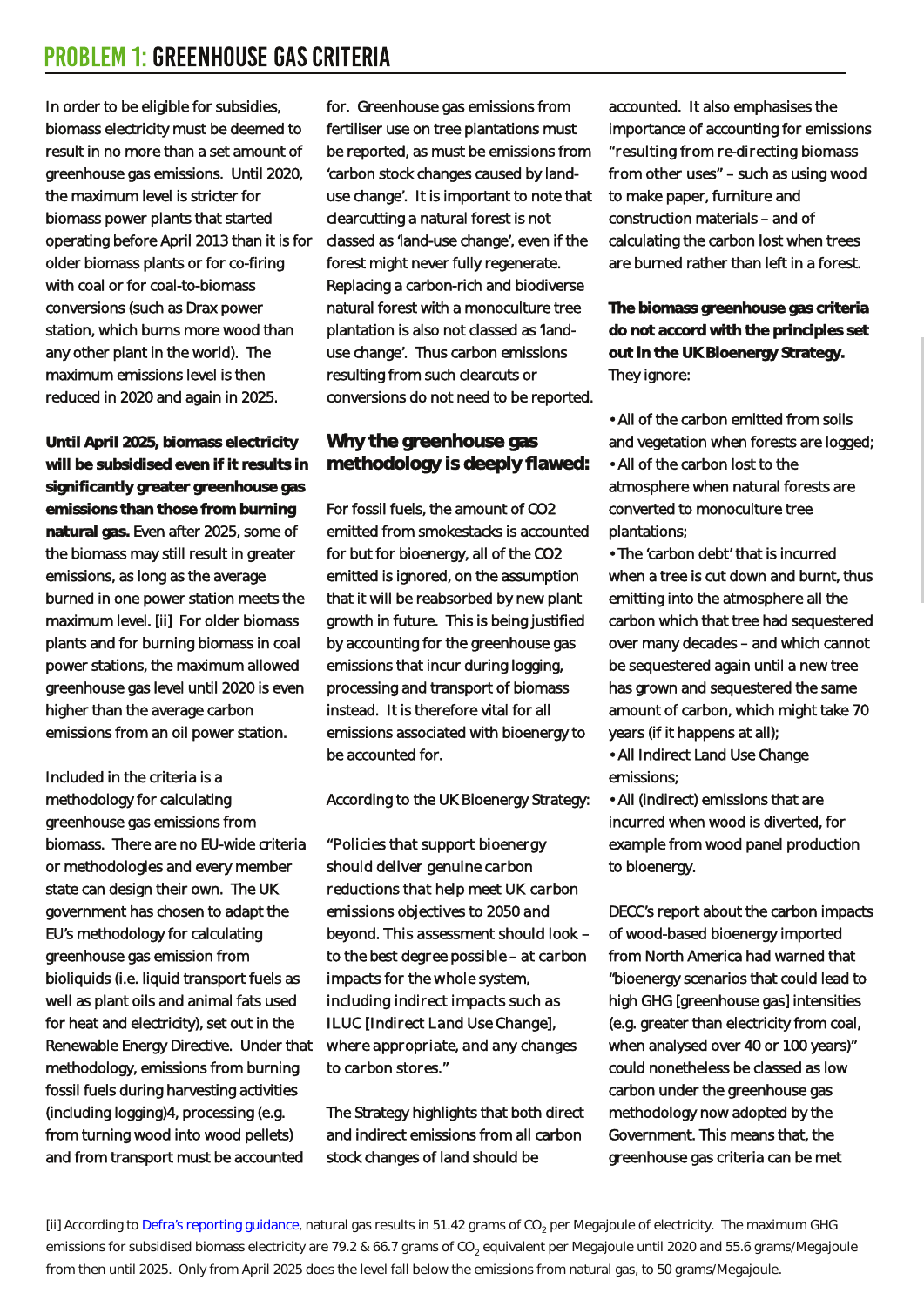# PROBLEM 1: GREENHOUSE GAS CRITERIA

In order to be eligible for subsidies, biomass electricity must be deemed to result in no more than a set amount of greenhouse gas emissions. Until 2020, the maximum level is stricter for biomass power plants that started operating before April 2013 than it is for older biomass plants or for co-firing with coal or for coal-to-biomass conversions (such as Drax power station, which burns more wood than any other plant in the world). The maximum emissions level is then reduced in 2020 and again in 2025.

**Until April 2025, biomass electricity will be subsidised even if it results in significantly greater greenhouse gas emissions than those from burning natural gas.** Even after 2025, some of the biomass may still result in greater emissions, as long as the average burned in one power station meets the maximum level. [ii] For older biomass plants and for burning biomass in coal power stations, the maximum allowed greenhouse gas level until 2020 is even higher than the average carbon emissions from an oil power station.

Included in the criteria is a methodology for calculating greenhouse gas emissions from biomass. There are no EU-wide criteria or methodologies and every member state can design their own. The UK government has chosen to adapt the EU's methodology for calculating greenhouse gas emission from bioliquids (i.e. liquid transport fuels as well as plant oils and animal fats used for heat and electricity), set out in the Renewable Energy Directive. Under that methodology, emissions from burning fossil fuels during harvesting activities (including logging)4, processing (e.g. from turning wood into wood pellets) and from transport must be accounted for. Greenhouse gas emissions from fertiliser use on tree plantations must be reported, as must be emissions from 'carbon stock changes caused by land-use change'. It is important to note that clearcutting a natural forest is not classed as 'land-use change', even if the forest might never fully regenerate. Replacing a carbon-rich and biodiverse natural forest with a monoculture tree plantation is also not classed as 'land-use change'. Thus carbon emissions resulting from such clearcuts or conversions do not need to be reported.

## Why the greenhouse gas methodology is deeply flawed:

For fossil fuels, the amount of CO2 emitted from smokestacks is accounted for but for bioenergy, all of the CO2 emitted is ignored, on the assumption that it will be reabsorbed by new plant growth in future. This is being justified by accounting for the greenhouse gas emissions that incur during logging, processing and transport of biomass instead. It is therefore vital for all emissions associated with bioenergy to be accounted for.

According to the UK Bioenergy Strategy:

*"Policies that support bioenergy should deliver genuine carbon reductions that help meet UK carbon emissions objectives to 2050 and beyond. This assessment should look – to the best degree possible – at carbon impacts for the whole system, including indirect impacts such as ILUC [Indirect Land Use Change], where appropriate, and any changes to carbon stores."*

The Strategy highlights that both direct and indirect emissions from all carbon stock changes of land should be accounted. It also emphasises the importance of accounting for emissions "resulting from re-directing biomass from other uses" – such as using wood to make paper, furniture and construction materials – and of calculating the carbon lost when trees are burned rather than left in a forest.

**The biomass greenhouse gas criteria do not accord with the principles set out in the UK Bioenergy Strategy.** They ignore:

- All of the carbon emitted from soils and vegetation when forests are logged;
- All of the carbon lost to the atmosphere when natural forests are converted to monoculture tree plantations;
- The 'carbon debt' that is incurred when a tree is cut down and burnt, thus emitting into the atmosphere all the carbon which that tree had sequestered over many decades – and which cannot be sequestered again until a new tree has grown and sequestered the same amount of carbon, which might take 70 years (if it happens at all);
- All Indirect Land Use Change emissions;
- All (indirect) emissions that are incurred when wood is diverted, for example from wood panel production to bioenergy.

DECC's report about the carbon impacts of wood-based bioenergy imported from North America had warned that "bioenergy scenarios that could lead to high GHG [greenhouse gas] intensities (e.g. greater than electricity from coal, when analysed over 40 or 100 years)" could nonetheless be classed as low carbon under the greenhouse gas methodology now adopted by the Government. This means that, the greenhouse gas criteria can be met

---

[ii] According to Defra's reporting guidance, natural gas results in 51.42 grams of $CO_2$ per Megajoule of electricity. The maximum GHG emissions for subsidised biomass electricity are 79.2 & 66.7 grams of $CO_2$ equivalent per Megajoule until 2020 and 55.6 grams/Megajoule from then until 2025. Only from April 2025 does the level fall below the emissions from natural gas, to 50 grams/Megajoule.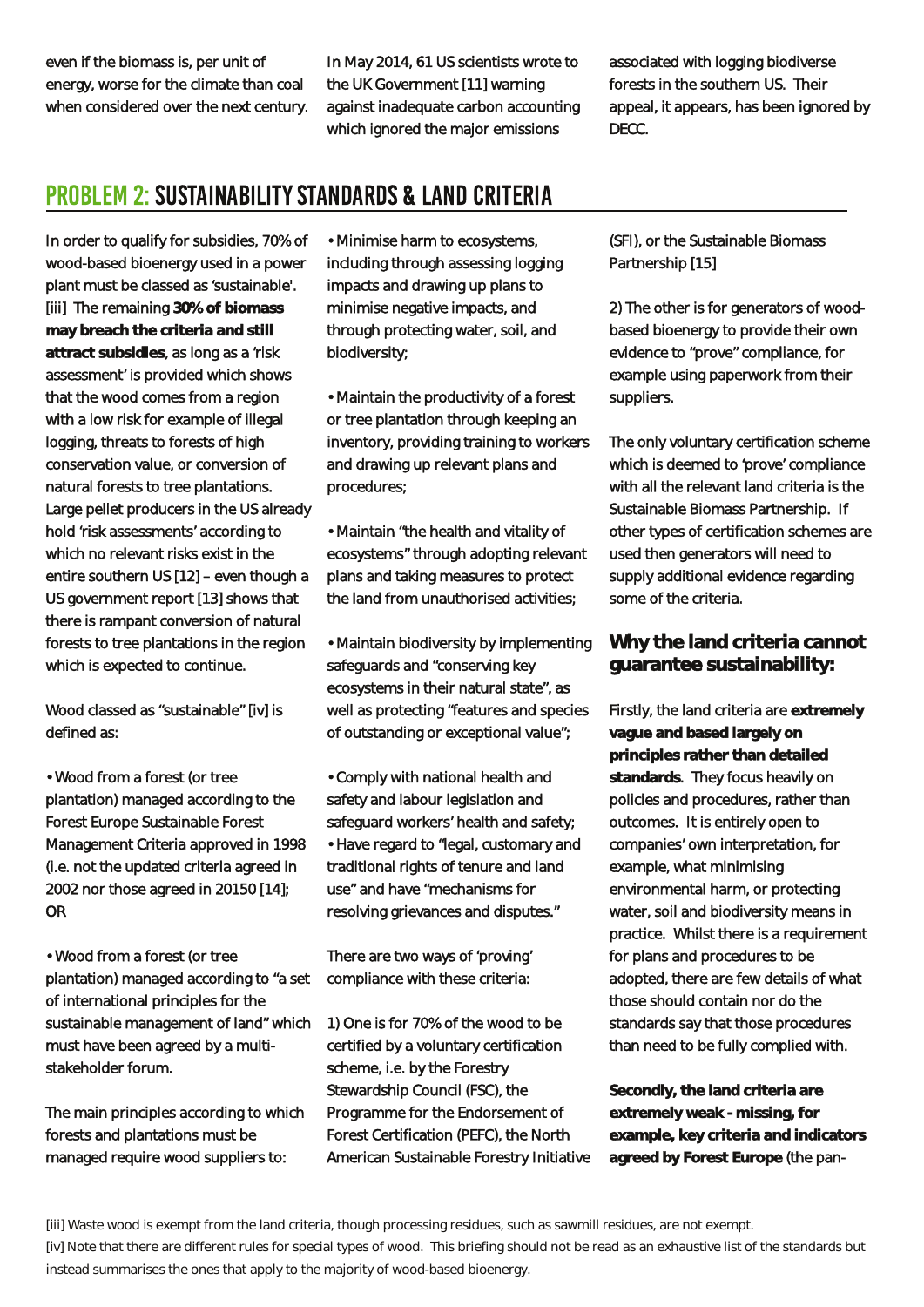even if the biomass is, per unit of energy, worse for the climate than coal when considered over the next century. In May 2014, 61 US scientists wrote to the UK Government [11] warning against inadequate carbon accounting which ignored the major emissions associated with logging biodiverse forests in the southern US. Their appeal, it appears, has been ignored by DECC.

## PROBLEM 2: SUSTAINABILITY STANDARDS & LAND CRITERIA

In order to qualify for subsidies, 70% of wood-based bioenergy used in a power plant must be classed as 'sustainable'. [iii] The remaining **30% of biomass may breach the criteria and still attract subsidies**, as long as a 'risk assessment' is provided which shows that the wood comes from a region with a low risk for example of illegal logging, threats to forests of high conservation value, or conversion of natural forests to tree plantations. Large pellet producers in the US already hold 'risk assessments' according to which no relevant risks exist in the entire southern US [12] – even though a US government report [13] shows that there is rampant conversion of natural forests to tree plantations in the region which is expected to continue.

Wood classed as "sustainable" [iv] is defined as:

• Wood from a forest (or tree plantation) managed according to the Forest Europe Sustainable Forest Management Criteria approved in 1998 (i.e. not the updated criteria agreed in 2002 nor those agreed in 20150 [14]; OR

• Wood from a forest (or tree plantation) managed according to "a set of international principles for the sustainable management of land" which must have been agreed by a multi-stakeholder forum.

The main principles according to which forests and plantations must be managed require wood suppliers to:

• Minimise harm to ecosystems, including through assessing logging impacts and drawing up plans to minimise negative impacts, and through protecting water, soil, and biodiversity;

• Maintain the productivity of a forest or tree plantation through keeping an inventory, providing training to workers and drawing up relevant plans and procedures;

• Maintain "the health and vitality of ecosystems" through adopting relevant plans and taking measures to protect the land from unauthorised activities;

• Maintain biodiversity by implementing safeguards and "conserving key ecosystems in their natural state", as well as protecting "features and species of outstanding or exceptional value";

• Comply with national health and safety and labour legislation and safeguard workers' health and safety;
• Have regard to "legal, customary and traditional rights of tenure and land use" and have "mechanisms for resolving grievances and disputes."

There are two ways of 'proving' compliance with these criteria:

1) One is for 70% of the wood to be certified by a voluntary certification scheme, i.e. by the Forestry Stewardship Council (FSC), the Programme for the Endorsement of Forest Certification (PEFC), the North American Sustainable Forestry Initiative (SFI), or the Sustainable Biomass Partnership [15]

2) The other is for generators of wood-based bioenergy to provide their own evidence to "prove" compliance, for example using paperwork from their suppliers.

The only voluntary certification scheme which is deemed to 'prove' compliance with all the relevant land criteria is the Sustainable Biomass Partnership. If other types of certification schemes are used then generators will need to supply additional evidence regarding some of the criteria.

### Why the land criteria cannot guarantee sustainability:

Firstly, the land criteria are **extremely vague and based largely on principles rather than detailed standards**. They focus heavily on policies and procedures, rather than outcomes. It is entirely open to companies' own interpretation, for example, what minimising environmental harm, or protecting water, soil and biodiversity means in practice. Whilst there is a requirement for plans and procedures to be adopted, there are few details of what those should contain nor do the standards say that those procedures than need to be fully complied with.

**Secondly, the land criteria are extremely weak - missing, for example, key criteria and indicators agreed by Forest Europe** (the pan-

---

[iii] Waste wood is exempt from the land criteria, though processing residues, such as sawmill residues, are not exempt.

[iv] Note that there are different rules for special types of wood. This briefing should not be read as an exhaustive list of the standards but instead summarises the ones that apply to the majority of wood-based bioenergy.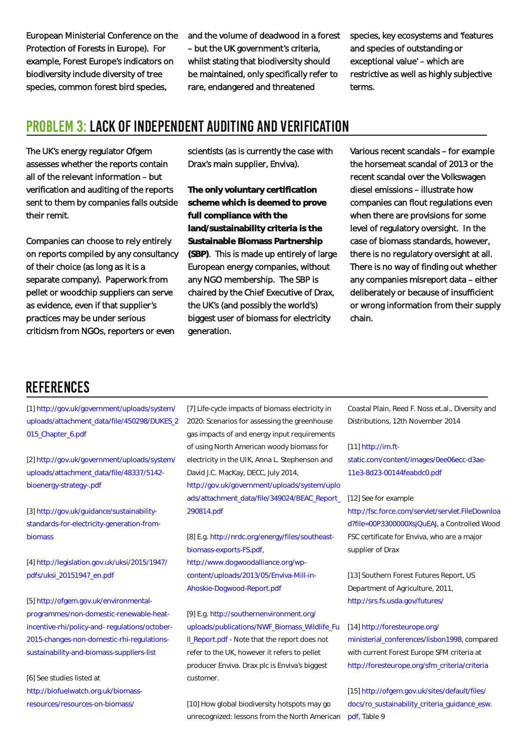European Ministerial Conference on the Protection of Forests in Europe). For example, Forest Europe's indicators on biodiversity include diversity of tree species, common forest bird species, and the volume of deadwood in a forest – but the UK government's criteria, whilst stating that biodiversity should be maintained, only specifically refer to rare, endangered and threatened species, key ecosystems and 'features and species of outstanding or exceptional value' – which are restrictive as well as highly subjective terms.

## PROBLEM 3: LACK OF INDEPENDENT AUDITING AND VERIFICATION

The UK's energy regulator Ofgem assesses whether the reports contain all of the relevant information – but verification and auditing of the reports sent to them by companies falls outside their remit.

Companies can choose to rely entirely on reports compiled by any consultancy of their choice (as long as it is a separate company). Paperwork from pellet or woodchip suppliers can serve as evidence, even if that supplier's practices may be under serious criticism from NGOs, reporters or even scientists (as is currently the case with Drax's main supplier, Enviva).

**The only voluntary certification scheme which is deemed to prove full compliance with the land/sustainability criteria is the Sustainable Biomass Partnership (SBP)**. This is made up entirely of large European energy companies, without any NGO membership. The SBP is chaired by the Chief Executive of Drax, the UK's (and possibly the world's) biggest user of biomass for electricity generation.

Various recent scandals – for example the horsemeat scandal of 2013 or the recent scandal over the Volkswagen diesel emissions – illustrate how companies can flout regulations even when there are provisions for some level of regulatory oversight. In the case of biomass standards, however, there is no regulatory oversight at all. There is no way of finding out whether any companies misreport data – either deliberately or because of insufficient or wrong information from their supply chain.

## REFERENCES

[1] http://gov.uk/government/uploads/system/uploads/attachment_data/file/450298/DUKES_2015_Chapter_6.pdf

[2] http://gov.uk/government/uploads/system/uploads/attachment_data/file/48337/5142-bioenergy-strategy-.pdf

[3] http://gov.uk/guidance/sustainability-standards-for-electricity-generation-from-biomass

[4] http://legislation.gov.uk/uksi/2015/1947/pdfs/uksi_20151947_en.pdf

[5] http://ofgem.gov.uk/environmental-programmes/non-domestic-renewable-heat-incentive-rhi/policy-and- regulations/october-2015-changes-non-domestic-rhi-regulations-sustainability-and-biomass-suppliers-list

[6] See studies listed at http://biofuelwatch.org.uk/biomass-resources/resources-on-biomass/

[7] Life-cycle impacts of biomass electricity in 2020: Scenarios for assessing the greenhouse gas impacts of and energy input requirements of using North American woody biomass for electricity in the UIK, Anna L. Stephenson and David J.C. MacKay, DECC, July 2014, http://gov.uk/government/uploads/system/uploads/attachment_data/file/349024/BEAC_Report_290814.pdf

[8] E.g. http://nrdc.org/energy/files/southeast-biomass-exports-FS.pdf, http://www.dogwoodalliance.org/wp-content/uploads/2013/05/Enviva-Mill-in-Ahoskie-Dogwood-Report.pdf

[9] E.g. http://southernenvironment.org/uploads/publications/NWF_Biomass_Wildlife_Full_Report.pdf - Note that the report does not refer to the UK, however it refers to pellet producer Enviva. Drax plc is Enviva's biggest customer.

[10] How global biodiversity hotspots may go unrecognized: lessons from the North American Coastal Plain, Reed F. Noss et.al., Diversity and Distributions, 12th November 2014

[11] http://im.ft-static.com/content/images/0ee06ecc-d3ae-11e3-8d23-00144feabdc0.pdf

[12] See for example http://fsc.force.com/servlet/servlet.FileDownload?file=00P3300000XsjQuEAJ, a Controlled Wood FSC certificate for Enviva, who are a major supplier of Drax

[13] Southern Forest Futures Report, US Department of Agriculture, 2011, http://srs.fs.usda.gov/futures/

[14] http://foresteurope.org/ministerial_conferences/lisbon1998, compared with current Forest Europe SFM criteria at http://foresteurope.org/sfm_criteria/criteria

[15] http://ofgem.gov.uk/sites/default/files/docs/ro_sustainability_criteria_guidance_esw.pdf, Table 9